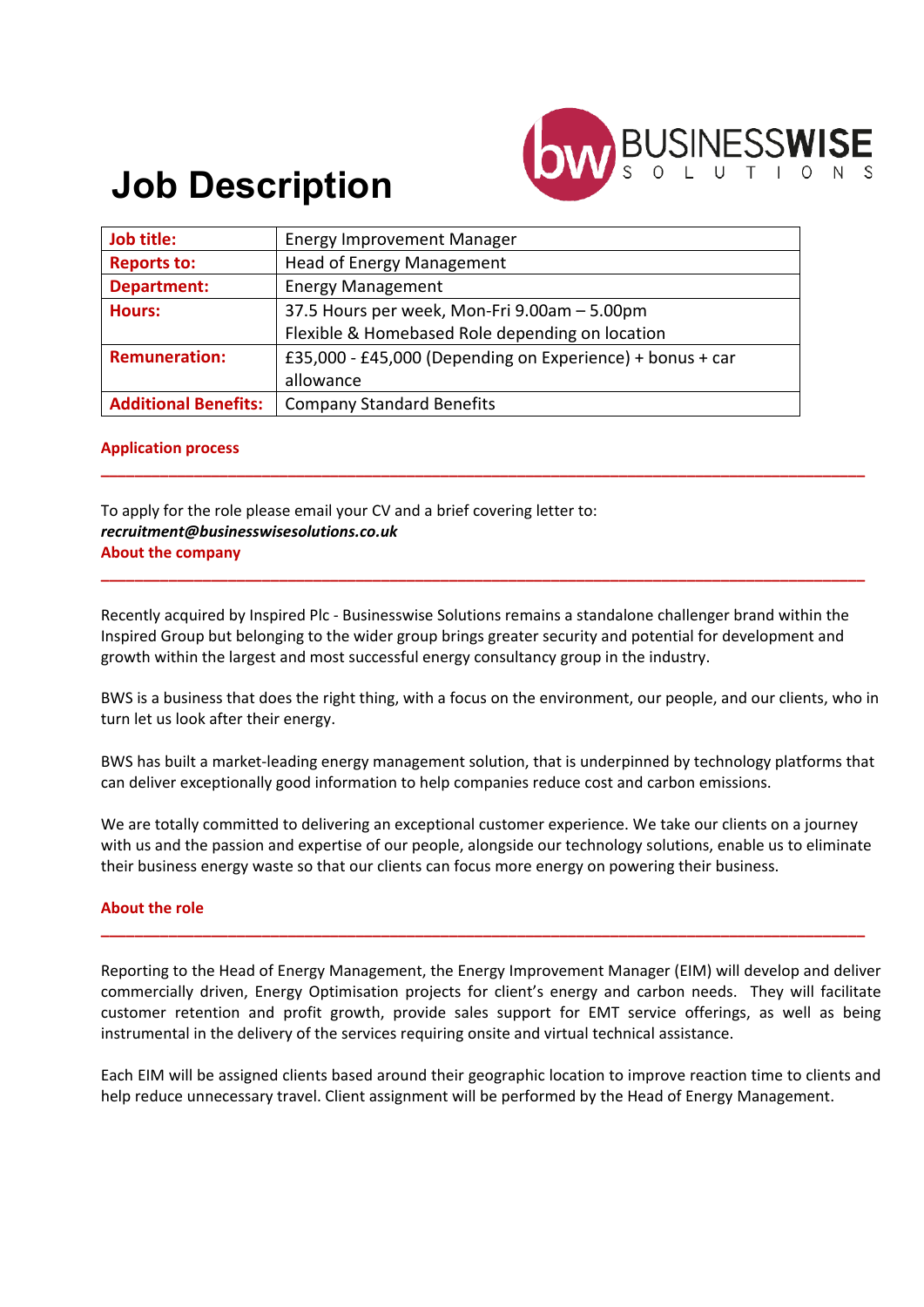# Job Description

| Job title: | Energy Improvement Manager |
|---|---|
| Reports to: | Head of Energy Management |
| Department: | Energy Management |
| Hours: | 37.5 Hours per week, Mon-Fri 9.00am – 5.00pm<br>Flexible & Homebased Role depending on location |
| Remuneration: | £35,000 - £45,000 (Depending on Experience) + bonus + car allowance |
| Additional Benefits: | Company Standard Benefits |

## Application process

To apply for the role please email your CV and a brief covering letter to:
***recruitment@businesswisesolutions.co.uk***

## About the company

Recently acquired by Inspired Plc - Businesswise Solutions remains a standalone challenger brand within the Inspired Group but belonging to the wider group brings greater security and potential for development and growth within the largest and most successful energy consultancy group in the industry.

BWS is a business that does the right thing, with a focus on the environment, our people, and our clients, who in turn let us look after their energy.

BWS has built a market-leading energy management solution, that is underpinned by technology platforms that can deliver exceptionally good information to help companies reduce cost and carbon emissions.

We are totally committed to delivering an exceptional customer experience. We take our clients on a journey with us and the passion and expertise of our people, alongside our technology solutions, enable us to eliminate their business energy waste so that our clients can focus more energy on powering their business.

## About the role

Reporting to the Head of Energy Management, the Energy Improvement Manager (EIM) will develop and deliver commercially driven, Energy Optimisation projects for client's energy and carbon needs. They will facilitate customer retention and profit growth, provide sales support for EMT service offerings, as well as being instrumental in the delivery of the services requiring onsite and virtual technical assistance.

Each EIM will be assigned clients based around their geographic location to improve reaction time to clients and help reduce unnecessary travel. Client assignment will be performed by the Head of Energy Management.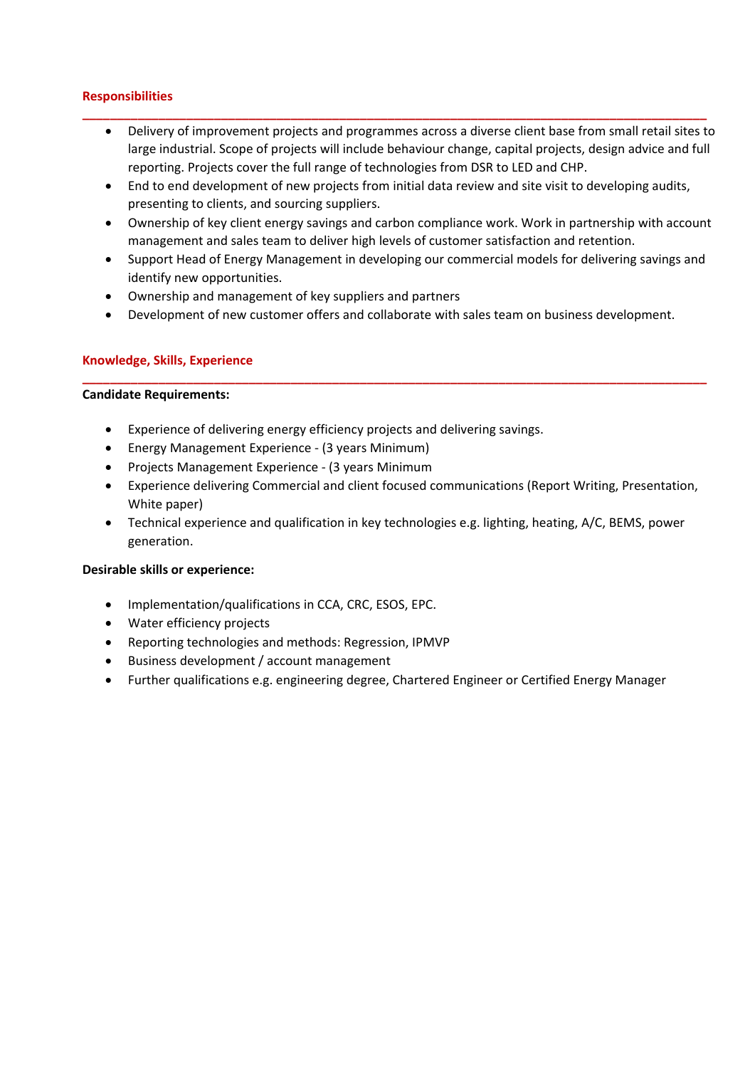## Responsibilities

- Delivery of improvement projects and programmes across a diverse client base from small retail sites to large industrial. Scope of projects will include behaviour change, capital projects, design advice and full reporting. Projects cover the full range of technologies from DSR to LED and CHP.
- End to end development of new projects from initial data review and site visit to developing audits, presenting to clients, and sourcing suppliers.
- Ownership of key client energy savings and carbon compliance work. Work in partnership with account management and sales team to deliver high levels of customer satisfaction and retention.
- Support Head of Energy Management in developing our commercial models for delivering savings and identify new opportunities.
- Ownership and management of key suppliers and partners
- Development of new customer offers and collaborate with sales team on business development.

## Knowledge, Skills, Experience

**Candidate Requirements:**

- Experience of delivering energy efficiency projects and delivering savings.
- Energy Management Experience - (3 years Minimum)
- Projects Management Experience - (3 years Minimum
- Experience delivering Commercial and client focused communications (Report Writing, Presentation, White paper)
- Technical experience and qualification in key technologies e.g. lighting, heating, A/C, BEMS, power generation.

**Desirable skills or experience:**

- Implementation/qualifications in CCA, CRC, ESOS, EPC.
- Water efficiency projects
- Reporting technologies and methods: Regression, IPMVP
- Business development / account management
- Further qualifications e.g. engineering degree, Chartered Engineer or Certified Energy Manager